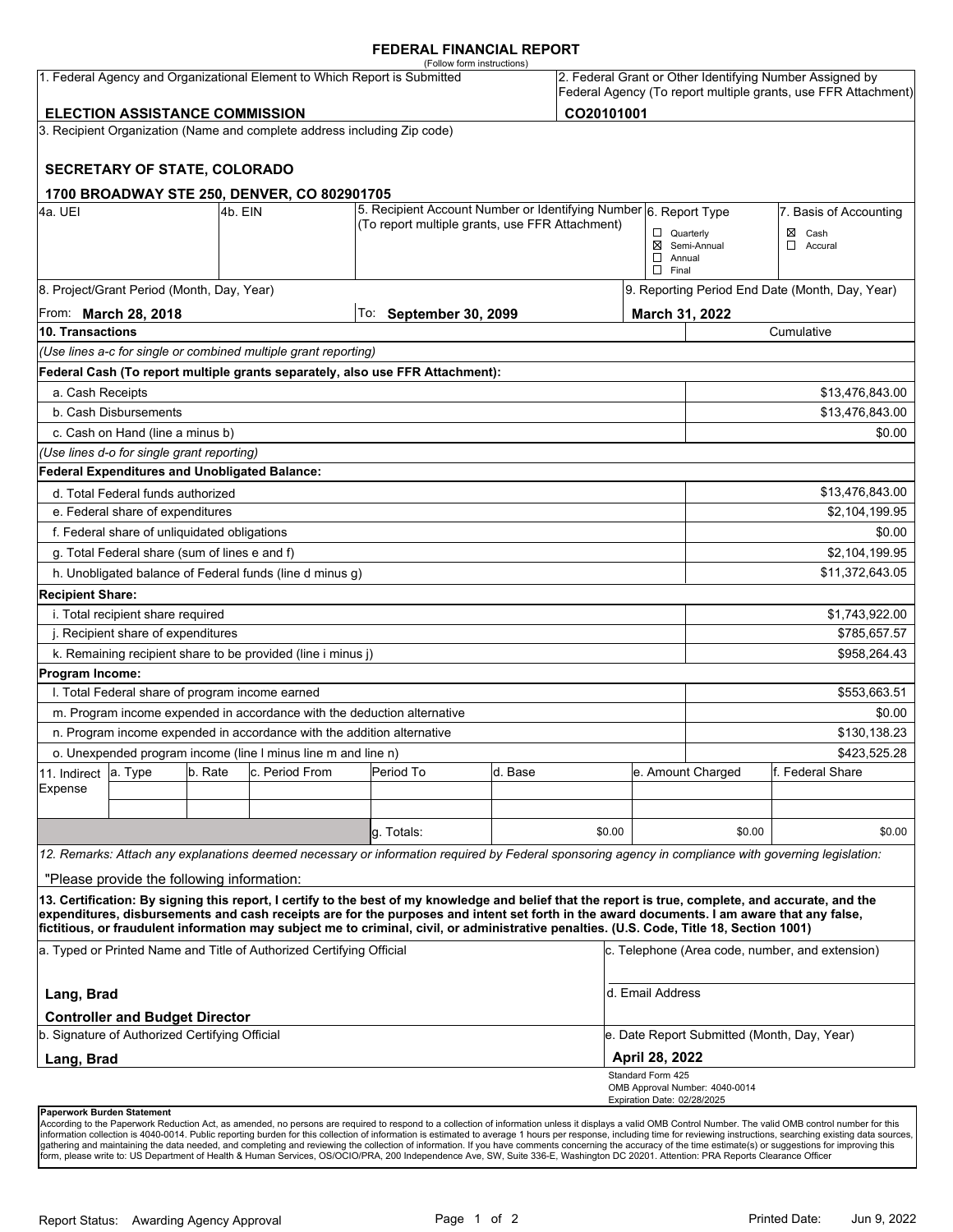# FEDERAL FINANCIAL REPORT

(Follow form instructions)

| 1. Federal Agency and Organizational Element to Which Report is Submitted | 2. Federal Grant or Other Identifying Number Assigned by Federal Agency (To report multiple grants, use FFR Attachment) |
|---|---|
| **ELECTION ASSISTANCE COMMISSION** | **CO20101001** |

3. Recipient Organization (Name and complete address including Zip code)

**SECRETARY OF STATE, COLORADO**

**1700 BROADWAY STE 250, DENVER, CO 802901705**

| 4a. UEI | 4b. EIN | 5. Recipient Account Number or Identifying Number (To report multiple grants, use FFR Attachment) | 6. Report Type | 7. Basis of Accounting |
|---|---|---|---|---|
| | | | ☐ Quarterly<br>☒ Semi-Annual<br>☐ Annual<br>☐ Final | ☒ Cash<br>☐ Accural |

| 8. Project/Grant Period (Month, Day, Year) | | 9. Reporting Period End Date (Month, Day, Year) |
|---|---|---|
| From: **March 28, 2018** | To: **September 30, 2099** | **March 31, 2022** |

| **10. Transactions** | Cumulative |
|---|---|
| *(Use lines a-c for single or combined multiple grant reporting)* | |
| **Federal Cash (To report multiple grants separately, also use FFR Attachment):** | |
| a. Cash Receipts | $13,476,843.00 |
| b. Cash Disbursements | $13,476,843.00 |
| c. Cash on Hand (line a minus b) | $0.00 |
| *(Use lines d-o for single grant reporting)* | |
| **Federal Expenditures and Unobligated Balance:** | |
| d. Total Federal funds authorized | $13,476,843.00 |
| e. Federal share of expenditures | $2,104,199.95 |
| f. Federal share of unliquidated obligations | $0.00 |
| g. Total Federal share (sum of lines e and f) | $2,104,199.95 |
| h. Unobligated balance of Federal funds (line d minus g) | $11,372,643.05 |
| **Recipient Share:** | |
| i. Total recipient share required | $1,743,922.00 |
| j. Recipient share of expenditures | $785,657.57 |
| k. Remaining recipient share to be provided (line i minus j) | $958,264.43 |
| **Program Income:** | |
| l. Total Federal share of program income earned | $553,663.51 |
| m. Program income expended in accordance with the deduction alternative | $0.00 |
| n. Program income expended in accordance with the addition alternative | $130,138.23 |
| o. Unexpended program income (line l minus line m and line n) | $423,525.28 |

| 11. Indirect Expense | a. Type | b. Rate | c. Period From | Period To | d. Base | e. Amount Charged | f. Federal Share |
|---|---|---|---|---|---|---|---|
| | | | | | | | |
| | | | | | | | |
| | | | | g. Totals: | $0.00 | $0.00 | $0.00 |

*12. Remarks: Attach any explanations deemed necessary or information required by Federal sponsoring agency in compliance with governing legislation:*

"Please provide the following information:

**13. Certification: By signing this report, I certify to the best of my knowledge and belief that the report is true, complete, and accurate, and the expenditures, disbursements and cash receipts are for the purposes and intent set forth in the award documents. I am aware that any false, fictitious, or fraudulent information may subject me to criminal, civil, or administrative penalties. (U.S. Code, Title 18, Section 1001)**

| a. Typed or Printed Name and Title of Authorized Certifying Official | c. Telephone (Area code, number, and extension) |
|---|---|
| **Lang, Brad**<br>**Controller and Budget Director** | d. Email Address |
| b. Signature of Authorized Certifying Official | e. Date Report Submitted (Month, Day, Year) |
| **Lang, Brad** | **April 28, 2022** |

Standard Form 425
OMB Approval Number: 4040-0014
Expiration Date: 02/28/2025

**Paperwork Burden Statement**
According to the Paperwork Reduction Act, as amended, no persons are required to respond to a collection of information unless it displays a valid OMB Control Number. The valid OMB control number for this information collection is 4040-0014. Public reporting burden for this collection of information is estimated to average 1 hours per response, including time for reviewing instructions, searching existing data sources, gathering and maintaining the data needed, and completing and reviewing the collection of information. If you have comments concerning the accuracy of the time estimate(s) or suggestions for improving this form, please write to: US Department of Health & Human Services, OS/OCIO/PRA, 200 Independence Ave, SW, Suite 336-E, Washington DC 20201. Attention: PRA Reports Clearance Officer

Report Status: Awarding Agency Approval

Printed Date: Jun 9, 2022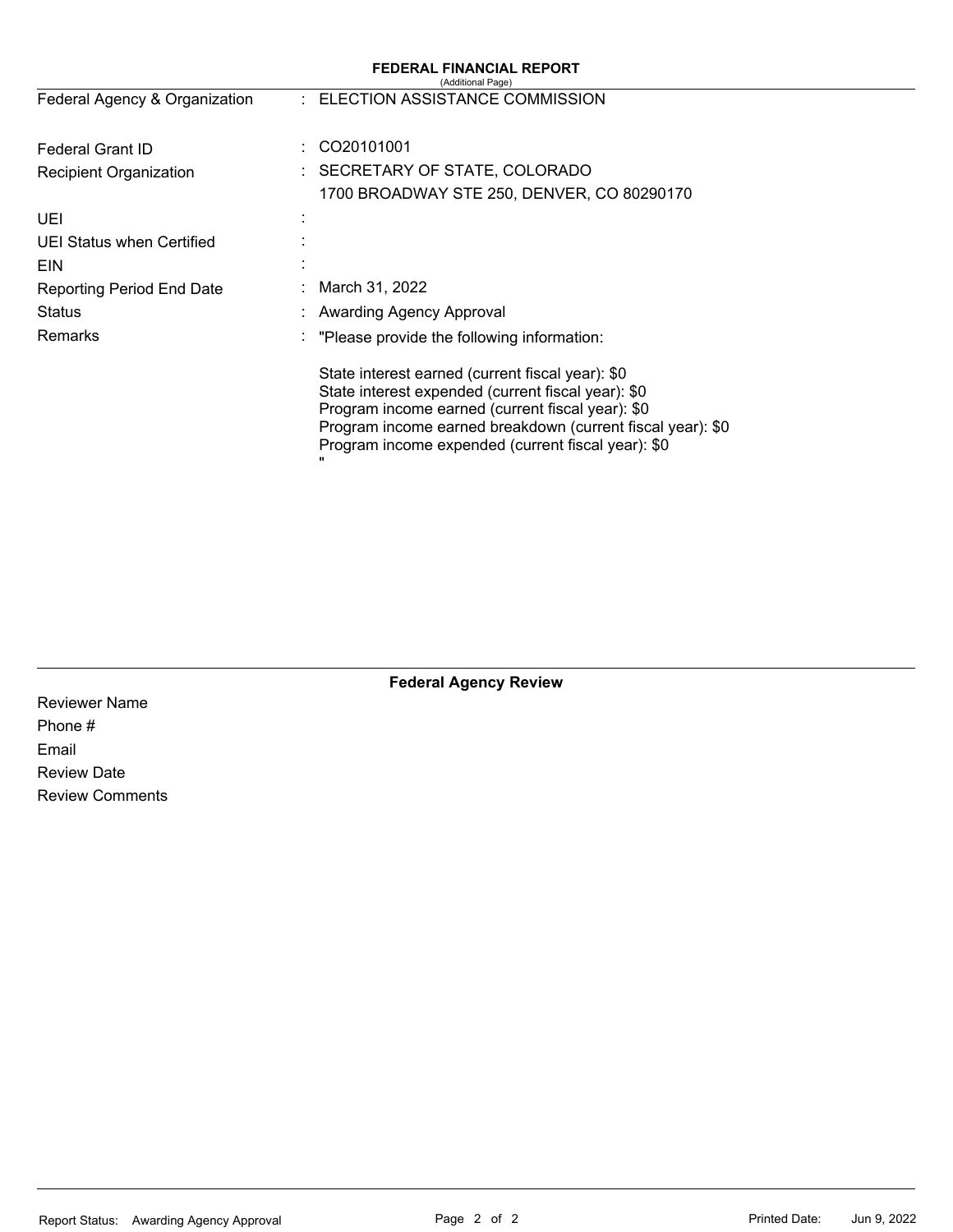## FEDERAL FINANCIAL REPORT

(Additional Page)

| | | |
|---|---|---|
| Federal Agency & Organization | : | ELECTION ASSISTANCE COMMISSION |
| Federal Grant ID | : | CO20101001 |
| Recipient Organization | : | SECRETARY OF STATE, COLORADO<br>1700 BROADWAY STE 250, DENVER, CO 80290170 |
| UEI | : | |
| UEI Status when Certified | : | |
| EIN | : | |
| Reporting Period End Date | : | March 31, 2022 |
| Status | : | Awarding Agency Approval |
| Remarks | : | "Please provide the following information:<br><br>State interest earned (current fiscal year): $0<br>State interest expended (current fiscal year): $0<br>Program income earned (current fiscal year): $0<br>Program income earned breakdown (current fiscal year): $0<br>Program income expended (current fiscal year): $0<br>" |

### Federal Agency Review

Reviewer Name

Phone #

Email

Review Date

Review Comments

Report Status: Awarding Agency Approval

Printed Date: Jun 9, 2022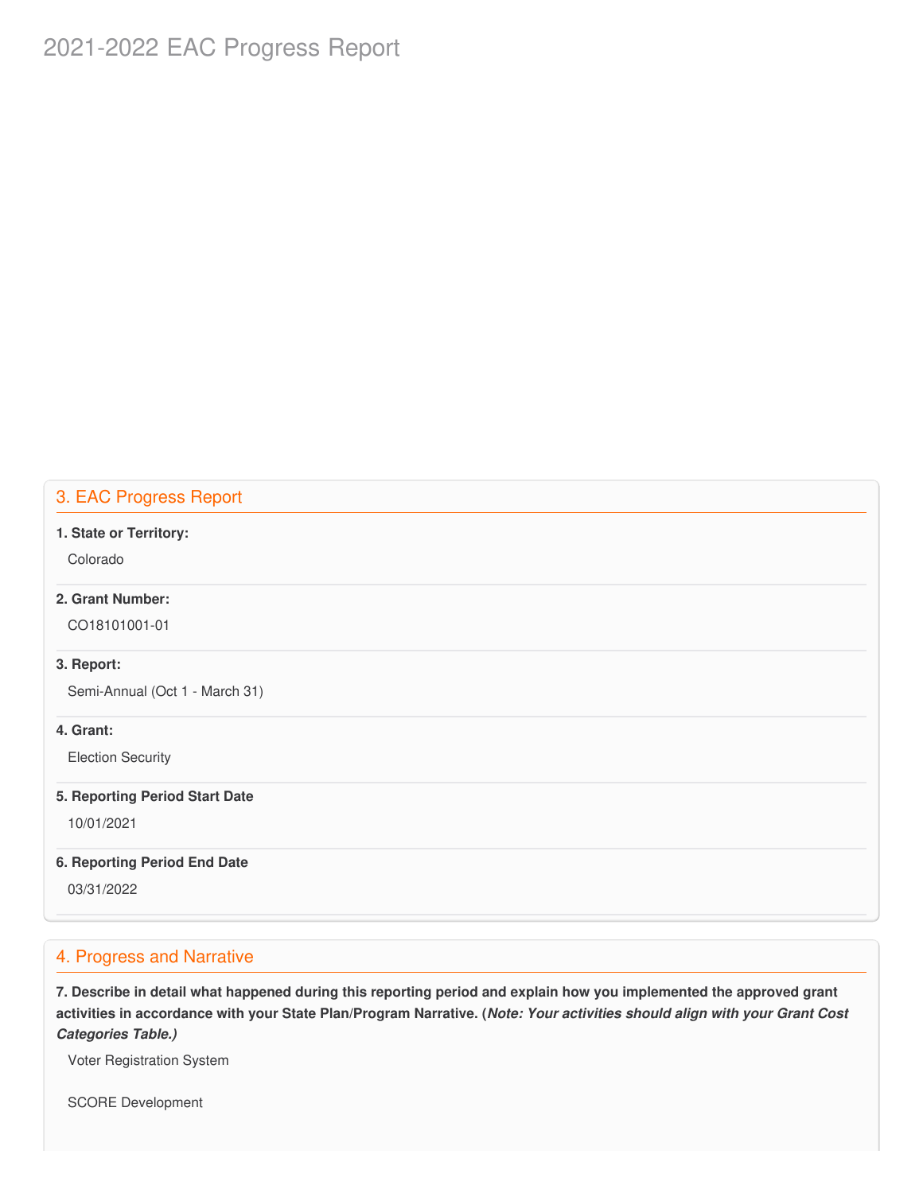# 2021-2022 EAC Progress Report

## 3. EAC Progress Report

**1. State or Territory:**

Colorado

**2. Grant Number:**

CO18101001-01

**3. Report:**

Semi-Annual (Oct 1 - March 31)

**4. Grant:**

Election Security

**5. Reporting Period Start Date**

10/01/2021

**6. Reporting Period End Date**

03/31/2022

## 4. Progress and Narrative

**7. Describe in detail what happened during this reporting period and explain how you implemented the approved grant activities in accordance with your State Plan/Program Narrative. (*Note: Your activities should align with your Grant Cost Categories Table.)***

Voter Registration System

SCORE Development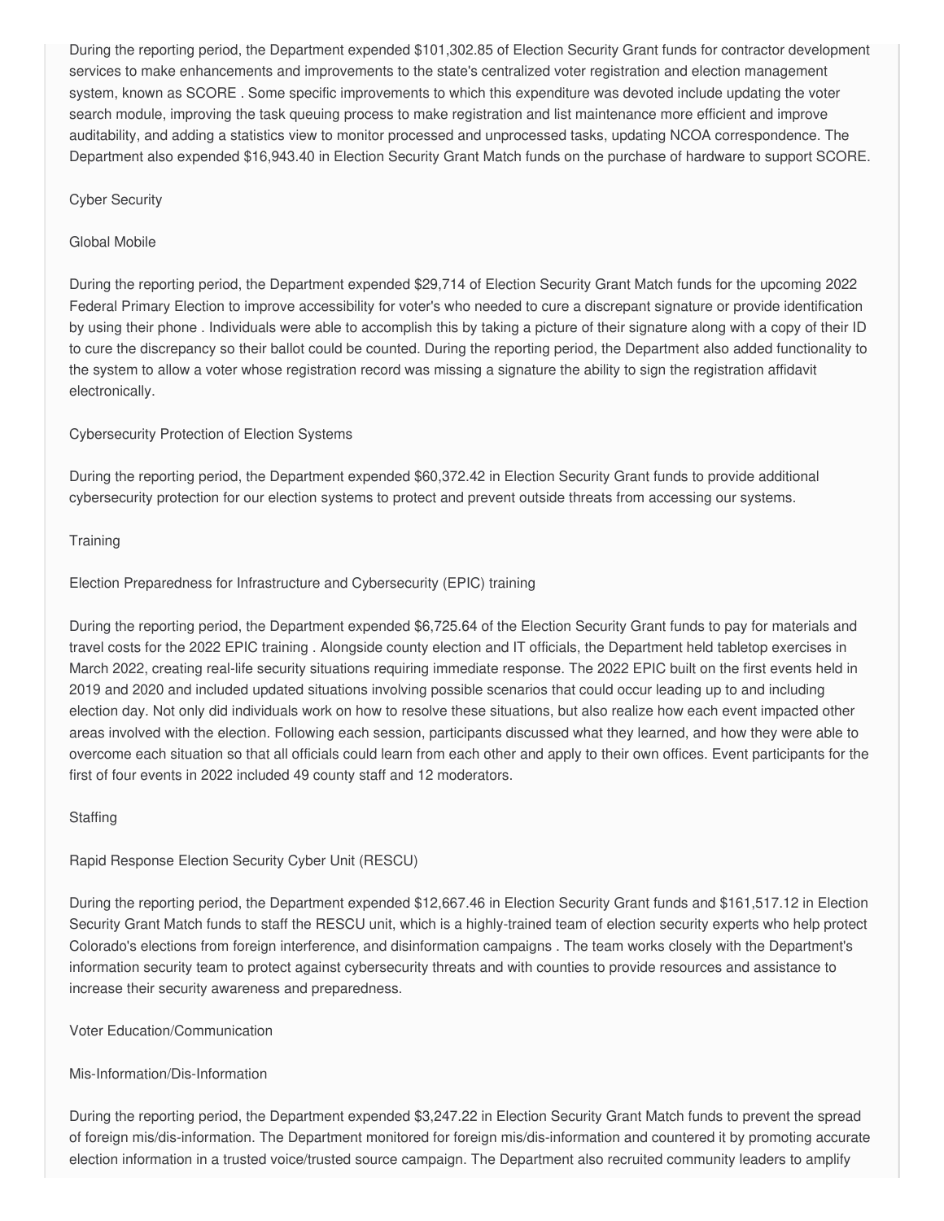During the reporting period, the Department expended $101,302.85 of Election Security Grant funds for contractor development services to make enhancements and improvements to the state's centralized voter registration and election management system, known as SCORE . Some specific improvements to which this expenditure was devoted include updating the voter search module, improving the task queuing process to make registration and list maintenance more efficient and improve auditability, and adding a statistics view to monitor processed and unprocessed tasks, updating NCOA correspondence. The Department also expended $16,943.40 in Election Security Grant Match funds on the purchase of hardware to support SCORE.

Cyber Security

Global Mobile

During the reporting period, the Department expended $29,714 of Election Security Grant Match funds for the upcoming 2022 Federal Primary Election to improve accessibility for voter's who needed to cure a discrepant signature or provide identification by using their phone . Individuals were able to accomplish this by taking a picture of their signature along with a copy of their ID to cure the discrepancy so their ballot could be counted. During the reporting period, the Department also added functionality to the system to allow a voter whose registration record was missing a signature the ability to sign the registration affidavit electronically.

Cybersecurity Protection of Election Systems

During the reporting period, the Department expended $60,372.42 in Election Security Grant funds to provide additional cybersecurity protection for our election systems to protect and prevent outside threats from accessing our systems.

Training

Election Preparedness for Infrastructure and Cybersecurity (EPIC) training

During the reporting period, the Department expended $6,725.64 of the Election Security Grant funds to pay for materials and travel costs for the 2022 EPIC training . Alongside county election and IT officials, the Department held tabletop exercises in March 2022, creating real-life security situations requiring immediate response. The 2022 EPIC built on the first events held in 2019 and 2020 and included updated situations involving possible scenarios that could occur leading up to and including election day. Not only did individuals work on how to resolve these situations, but also realize how each event impacted other areas involved with the election. Following each session, participants discussed what they learned, and how they were able to overcome each situation so that all officials could learn from each other and apply to their own offices. Event participants for the first of four events in 2022 included 49 county staff and 12 moderators.

Staffing

Rapid Response Election Security Cyber Unit (RESCU)

During the reporting period, the Department expended $12,667.46 in Election Security Grant funds and $161,517.12 in Election Security Grant Match funds to staff the RESCU unit, which is a highly-trained team of election security experts who help protect Colorado's elections from foreign interference, and disinformation campaigns . The team works closely with the Department's information security team to protect against cybersecurity threats and with counties to provide resources and assistance to increase their security awareness and preparedness.

Voter Education/Communication

Mis-Information/Dis-Information

During the reporting period, the Department expended $3,247.22 in Election Security Grant Match funds to prevent the spread of foreign mis/dis-information. The Department monitored for foreign mis/dis-information and countered it by promoting accurate election information in a trusted voice/trusted source campaign. The Department also recruited community leaders to amplify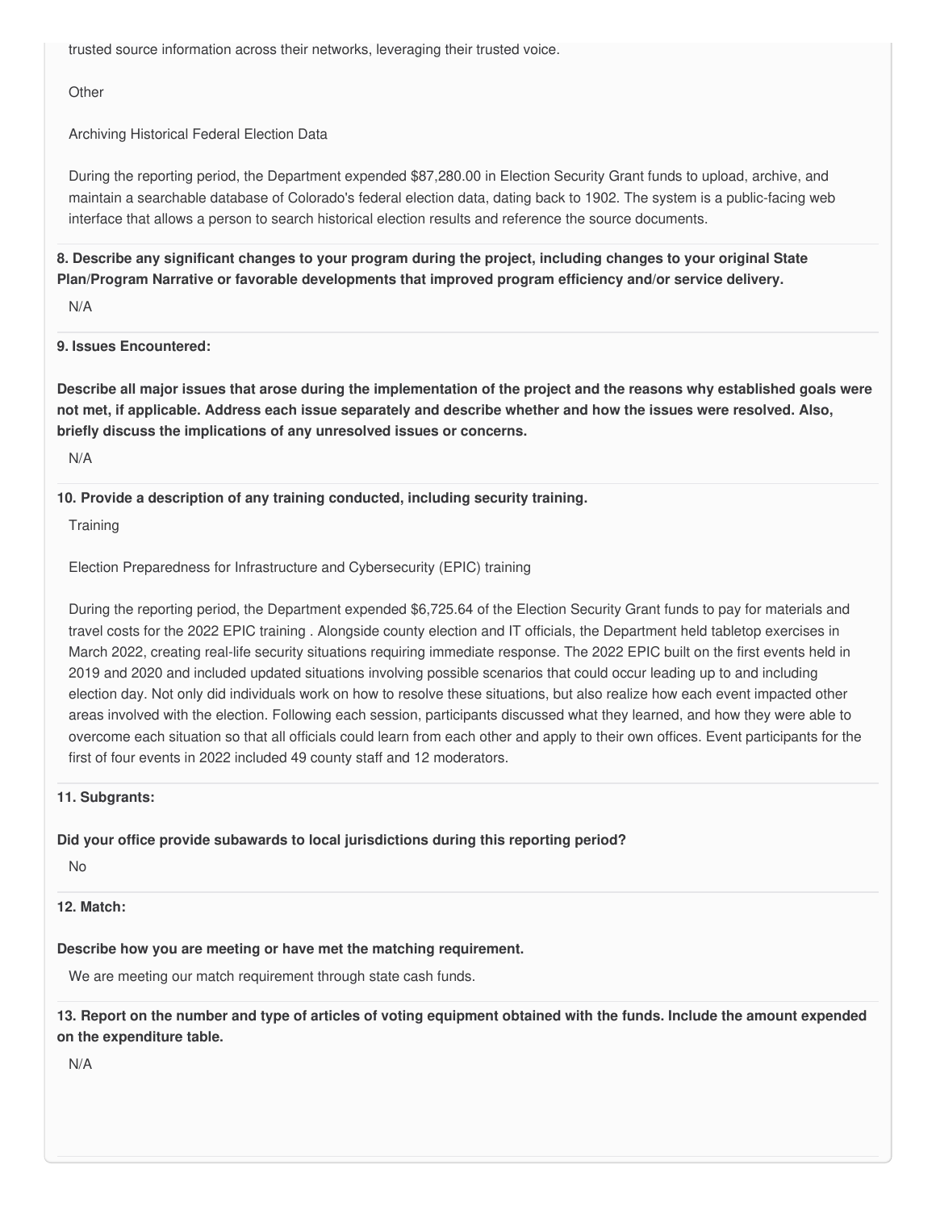trusted source information across their networks, leveraging their trusted voice.

Other

Archiving Historical Federal Election Data

During the reporting period, the Department expended $87,280.00 in Election Security Grant funds to upload, archive, and maintain a searchable database of Colorado's federal election data, dating back to 1902. The system is a public-facing web interface that allows a person to search historical election results and reference the source documents.

**8. Describe any significant changes to your program during the project, including changes to your original State Plan/Program Narrative or favorable developments that improved program efficiency and/or service delivery.**

N/A

**9. Issues Encountered:**

**Describe all major issues that arose during the implementation of the project and the reasons why established goals were not met, if applicable. Address each issue separately and describe whether and how the issues were resolved. Also, briefly discuss the implications of any unresolved issues or concerns.**

N/A

**10. Provide a description of any training conducted, including security training.**

Training

Election Preparedness for Infrastructure and Cybersecurity (EPIC) training

During the reporting period, the Department expended $6,725.64 of the Election Security Grant funds to pay for materials and travel costs for the 2022 EPIC training . Alongside county election and IT officials, the Department held tabletop exercises in March 2022, creating real-life security situations requiring immediate response. The 2022 EPIC built on the first events held in 2019 and 2020 and included updated situations involving possible scenarios that could occur leading up to and including election day. Not only did individuals work on how to resolve these situations, but also realize how each event impacted other areas involved with the election. Following each session, participants discussed what they learned, and how they were able to overcome each situation so that all officials could learn from each other and apply to their own offices. Event participants for the first of four events in 2022 included 49 county staff and 12 moderators.

**11. Subgrants:**

**Did your office provide subawards to local jurisdictions during this reporting period?**

No

**12. Match:**

**Describe how you are meeting or have met the matching requirement.**

We are meeting our match requirement through state cash funds.

**13. Report on the number and type of articles of voting equipment obtained with the funds. Include the amount expended on the expenditure table.**

N/A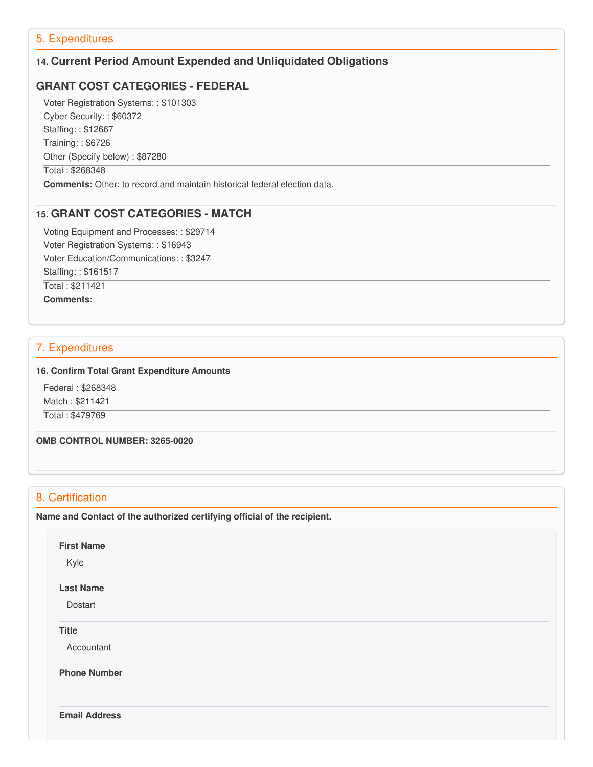## 5. Expenditures

### 14. Current Period Amount Expended and Unliquidated Obligations

### GRANT COST CATEGORIES - FEDERAL

Voter Registration Systems: : $101303
Cyber Security: : $60372
Staffing: : $12667
Training: : $6726
Other (Specify below) : $87280

Total : $268348

**Comments:** Other: to record and maintain historical federal election data.

### 15. GRANT COST CATEGORIES - MATCH

Voting Equipment and Processes: : $29714
Voter Registration Systems: : $16943
Voter Education/Communications: : $3247
Staffing: : $161517

Total : $211421

**Comments:**

## 7. Expenditures

**16. Confirm Total Grant Expenditure Amounts**

Federal : $268348
Match : $211421

Total : $479769

**OMB CONTROL NUMBER: 3265-0020**

## 8. Certification

**Name and Contact of the authorized certifying official of the recipient.**

**First Name**

Kyle

**Last Name**

Dostart

**Title**

Accountant

**Phone Number**

**Email Address**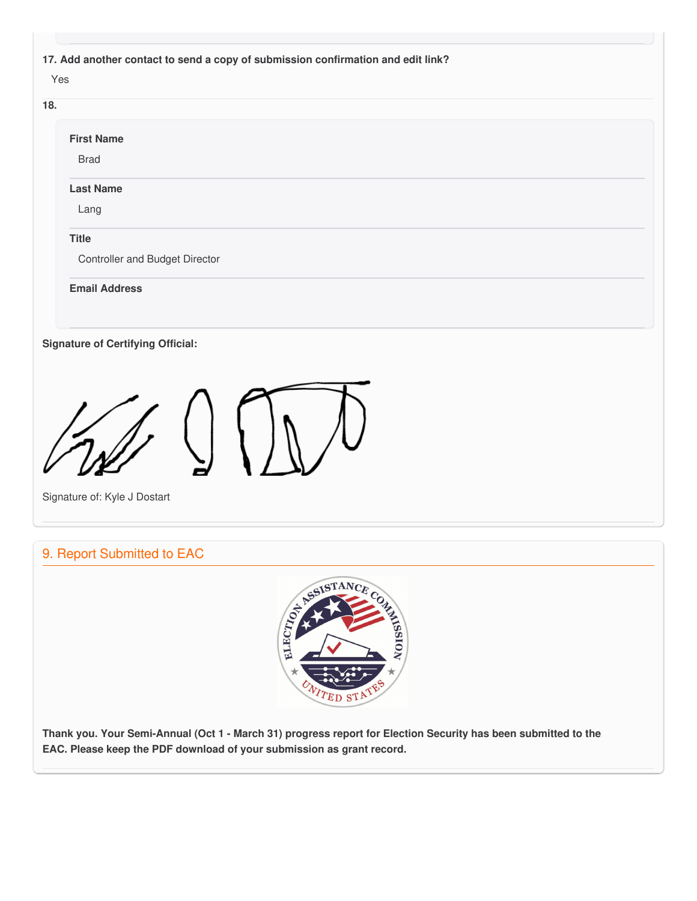**17. Add another contact to send a copy of submission confirmation and edit link?**

Yes

**18.**

**First Name**

Brad

**Last Name**

Lang

**Title**

Controller and Budget Director

**Email Address**

**Signature of Certifying Official:**

Signature of: Kyle J Dostart

## 9. Report Submitted to EAC

**Thank you. Your Semi-Annual (Oct 1 - March 31) progress report for Election Security has been submitted to the EAC. Please keep the PDF download of your submission as grant record.**